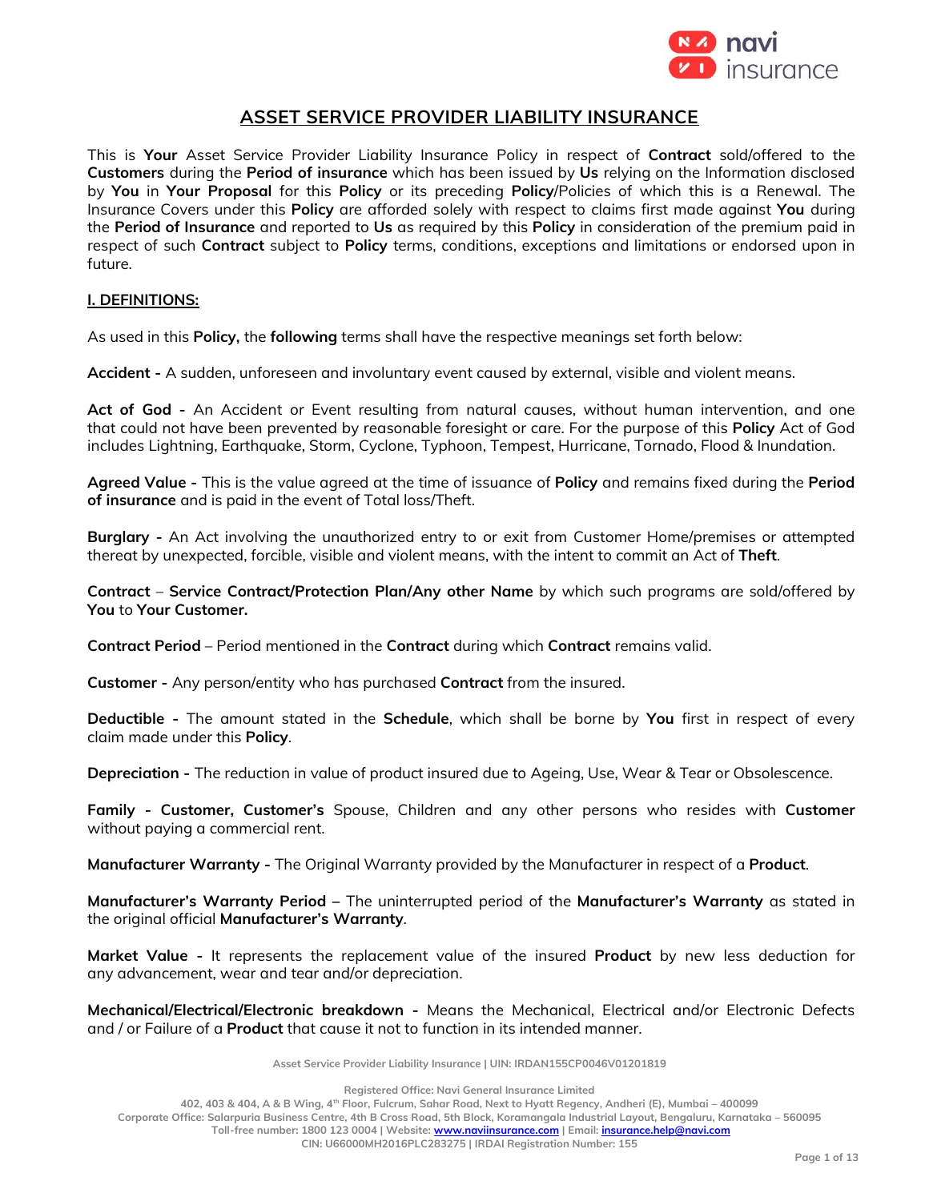# ASSET SERVICE PROVIDER LIABILITY INSURANCE

This is **Your** Asset Service Provider Liability Insurance Policy in respect of **Contract** sold/offered to the **Customers** during the **Period of insurance** which has been issued by **Us** relying on the Information disclosed by **You** in **Your Proposal** for this **Policy** or its preceding **Policy**/Policies of which this is a Renewal. The Insurance Covers under this **Policy** are afforded solely with respect to claims first made against **You** during the **Period of Insurance** and reported to **Us** as required by this **Policy** in consideration of the premium paid in respect of such **Contract** subject to **Policy** terms, conditions, exceptions and limitations or endorsed upon in future.

## I. DEFINITIONS:

As used in this **Policy,** the **following** terms shall have the respective meanings set forth below:

**Accident -** A sudden, unforeseen and involuntary event caused by external, visible and violent means.

**Act of God -** An Accident or Event resulting from natural causes, without human intervention, and one that could not have been prevented by reasonable foresight or care. For the purpose of this **Policy** Act of God includes Lightning, Earthquake, Storm, Cyclone, Typhoon, Tempest, Hurricane, Tornado, Flood & Inundation.

**Agreed Value -** This is the value agreed at the time of issuance of **Policy** and remains fixed during the **Period of insurance** and is paid in the event of Total loss/Theft.

**Burglary -** An Act involving the unauthorized entry to or exit from Customer Home/premises or attempted thereat by unexpected, forcible, visible and violent means, with the intent to commit an Act of **Theft**.

**Contract** – **Service Contract/Protection Plan/Any other Name** by which such programs are sold/offered by **You** to **Your Customer.**

**Contract Period** – Period mentioned in the **Contract** during which **Contract** remains valid.

**Customer -** Any person/entity who has purchased **Contract** from the insured.

**Deductible -** The amount stated in the **Schedule**, which shall be borne by **You** first in respect of every claim made under this **Policy**.

**Depreciation -** The reduction in value of product insured due to Ageing, Use, Wear & Tear or Obsolescence.

**Family - Customer, Customer's** Spouse, Children and any other persons who resides with **Customer** without paying a commercial rent.

**Manufacturer Warranty -** The Original Warranty provided by the Manufacturer in respect of a **Product**.

**Manufacturer's Warranty Period** – The uninterrupted period of the **Manufacturer's Warranty** as stated in the original official **Manufacturer's Warranty**.

**Market Value -** It represents the replacement value of the insured **Product** by new less deduction for any advancement, wear and tear and/or depreciation.

**Mechanical/Electrical/Electronic breakdown -** Means the Mechanical, Electrical and/or Electronic Defects and / or Failure of a **Product** that cause it not to function in its intended manner.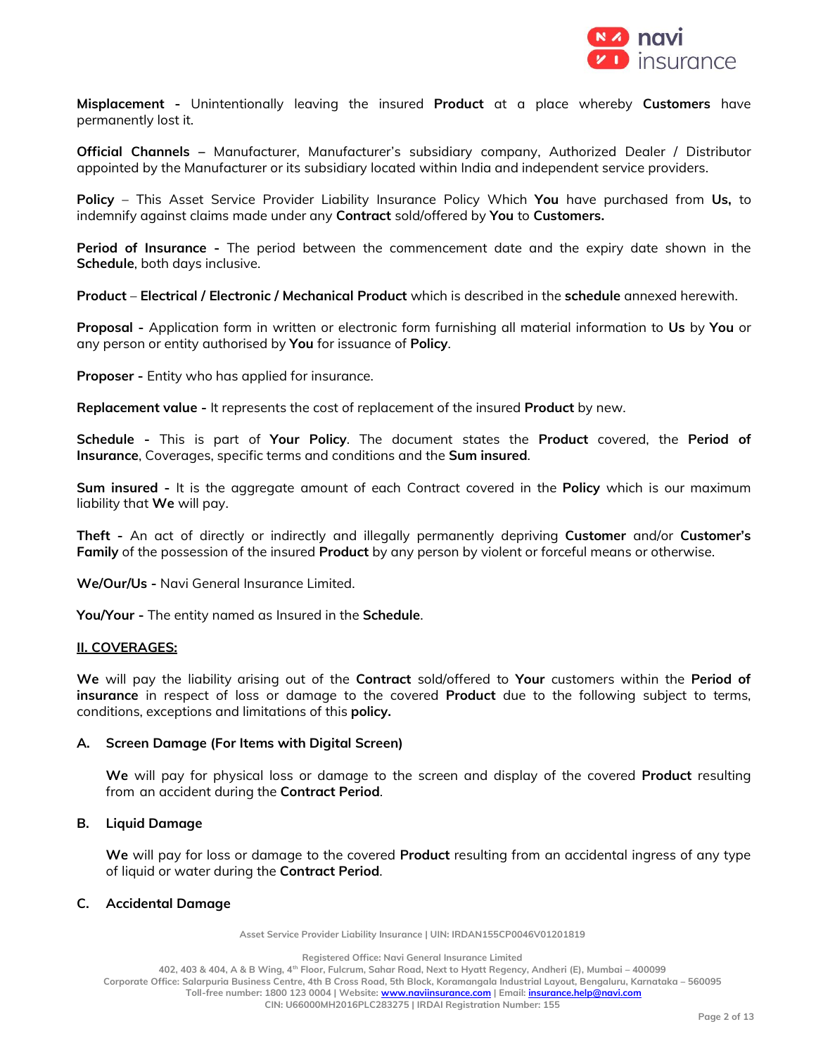**Misplacement -** Unintentionally leaving the insured **Product** at a place whereby **Customers** have permanently lost it.

**Official Channels –** Manufacturer, Manufacturer's subsidiary company, Authorized Dealer / Distributor appointed by the Manufacturer or its subsidiary located within India and independent service providers.

**Policy** – This Asset Service Provider Liability Insurance Policy Which **You** have purchased from **Us,** to indemnify against claims made under any **Contract** sold/offered by **You** to **Customers.**

**Period of Insurance -** The period between the commencement date and the expiry date shown in the **Schedule**, both days inclusive.

**Product** – **Electrical / Electronic / Mechanical Product** which is described in the **schedule** annexed herewith.

**Proposal -** Application form in written or electronic form furnishing all material information to **Us** by **You** or any person or entity authorised by **You** for issuance of **Policy**.

**Proposer -** Entity who has applied for insurance.

**Replacement value -** It represents the cost of replacement of the insured **Product** by new.

**Schedule -** This is part of **Your Policy**. The document states the **Product** covered, the **Period of Insurance**, Coverages, specific terms and conditions and the **Sum insured**.

**Sum insured -** It is the aggregate amount of each Contract covered in the **Policy** which is our maximum liability that **We** will pay.

**Theft -** An act of directly or indirectly and illegally permanently depriving **Customer** and/or **Customer's Family** of the possession of the insured **Product** by any person by violent or forceful means or otherwise.

**We/Our/Us -** Navi General Insurance Limited.

**You/Your -** The entity named as Insured in the **Schedule**.

## II. COVERAGES:

**We** will pay the liability arising out of the **Contract** sold/offered to **Your** customers within the **Period of insurance** in respect of loss or damage to the covered **Product** due to the following subject to terms, conditions, exceptions and limitations of this **policy.**

### A. Screen Damage (For Items with Digital Screen)

**We** will pay for physical loss or damage to the screen and display of the covered **Product** resulting from an accident during the **Contract Period**.

### B. Liquid Damage

**We** will pay for loss or damage to the covered **Product** resulting from an accidental ingress of any type of liquid or water during the **Contract Period**.

### C. Accidental Damage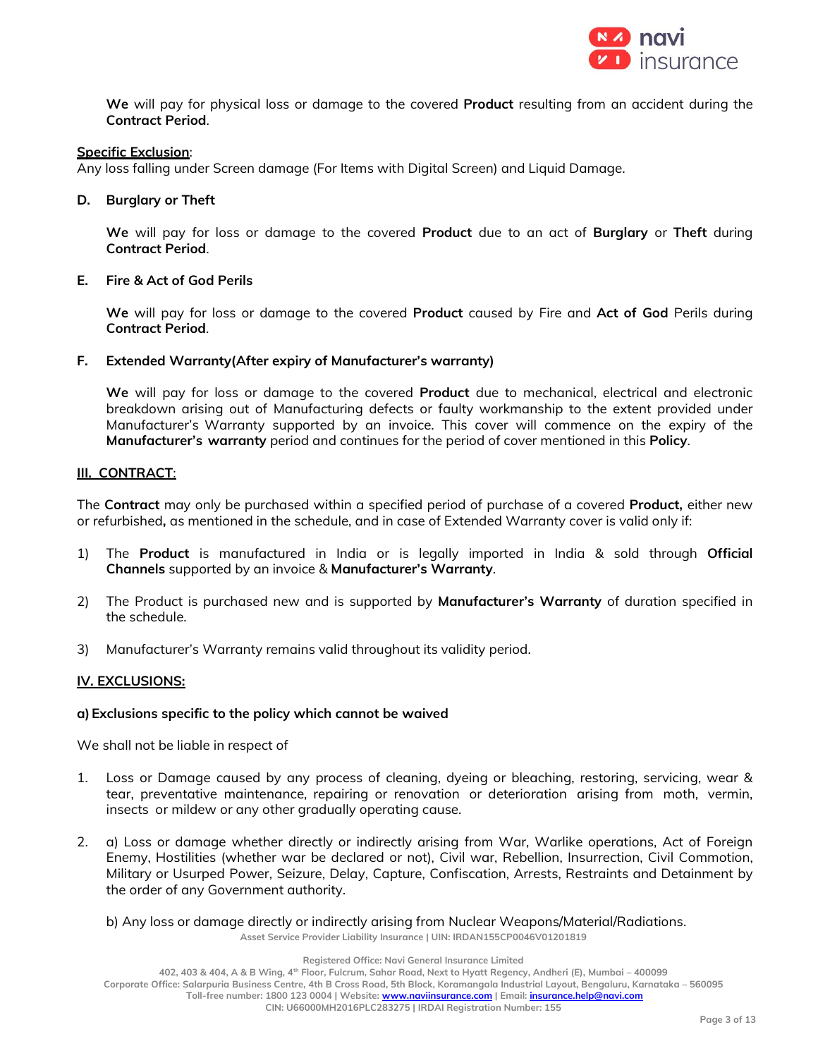**We** will pay for physical loss or damage to the covered **Product** resulting from an accident during the **Contract Period**.

<u>**Specific Exclusion**</u>:
Any loss falling under Screen damage (For Items with Digital Screen) and Liquid Damage.

**D. Burglary or Theft**

**We** will pay for loss or damage to the covered **Product** due to an act of **Burglary** or **Theft** during **Contract Period**.

**E. Fire & Act of God Perils**

**We** will pay for loss or damage to the covered **Product** caused by Fire and **Act of God** Perils during **Contract Period**.

**F. Extended Warranty(After expiry of Manufacturer's warranty)**

**We** will pay for loss or damage to the covered **Product** due to mechanical, electrical and electronic breakdown arising out of Manufacturing defects or faulty workmanship to the extent provided under Manufacturer's Warranty supported by an invoice. This cover will commence on the expiry of the **Manufacturer's warranty** period and continues for the period of cover mentioned in this **Policy**.

## <u>III. CONTRACT</u>:

The **Contract** may only be purchased within a specified period of purchase of a covered **Product,** either new or refurbished**,** as mentioned in the schedule, and in case of Extended Warranty cover is valid only if:

1) The **Product** is manufactured in India or is legally imported in India & sold through **Official Channels** supported by an invoice & **Manufacturer's Warranty**.
2) The Product is purchased new and is supported by **Manufacturer's Warranty** of duration specified in the schedule.
3) Manufacturer's Warranty remains valid throughout its validity period.

## <u>IV. EXCLUSIONS:</u>

**a) Exclusions specific to the policy which cannot be waived**

We shall not be liable in respect of

1. Loss or Damage caused by any process of cleaning, dyeing or bleaching, restoring, servicing, wear & tear, preventative maintenance, repairing or renovation or deterioration arising from moth, vermin, insects or mildew or any other gradually operating cause.
2. a) Loss or damage whether directly or indirectly arising from War, Warlike operations, Act of Foreign Enemy, Hostilities (whether war be declared or not), Civil war, Rebellion, Insurrection, Civil Commotion, Military or Usurped Power, Seizure, Delay, Capture, Confiscation, Arrests, Restraints and Detainment by the order of any Government authority.

   b) Any loss or damage directly or indirectly arising from Nuclear Weapons/Material/Radiations.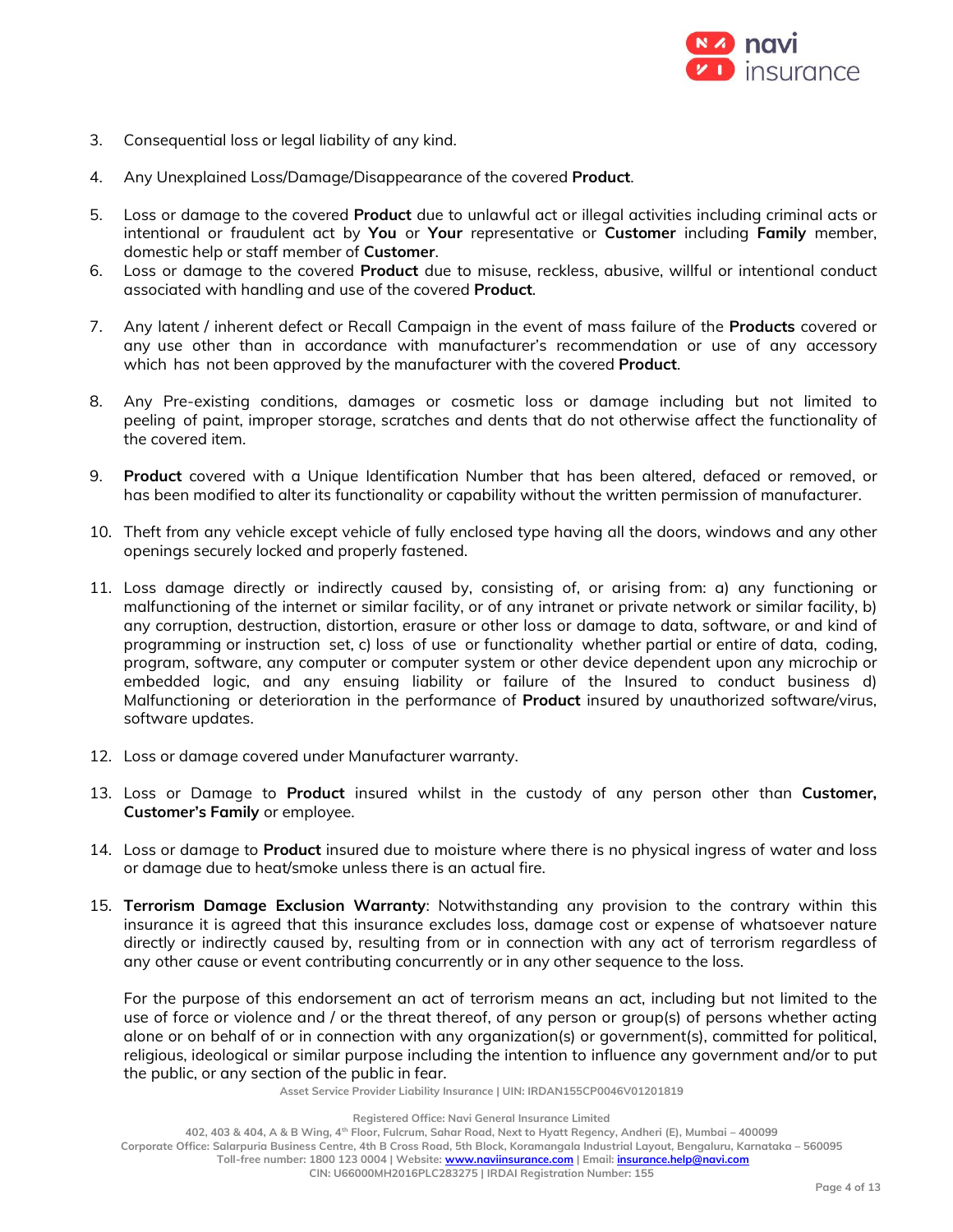3. Consequential loss or legal liability of any kind.

4. Any Unexplained Loss/Damage/Disappearance of the covered **Product**.

5. Loss or damage to the covered **Product** due to unlawful act or illegal activities including criminal acts or intentional or fraudulent act by **You** or **Your** representative or **Customer** including **Family** member, domestic help or staff member of **Customer**.

6. Loss or damage to the covered **Product** due to misuse, reckless, abusive, willful or intentional conduct associated with handling and use of the covered **Product**.

7. Any latent / inherent defect or Recall Campaign in the event of mass failure of the **Products** covered or any use other than in accordance with manufacturer's recommendation or use of any accessory which has not been approved by the manufacturer with the covered **Product**.

8. Any Pre-existing conditions, damages or cosmetic loss or damage including but not limited to peeling of paint, improper storage, scratches and dents that do not otherwise affect the functionality of the covered item.

9. **Product** covered with a Unique Identification Number that has been altered, defaced or removed, or has been modified to alter its functionality or capability without the written permission of manufacturer.

10. Theft from any vehicle except vehicle of fully enclosed type having all the doors, windows and any other openings securely locked and properly fastened.

11. Loss damage directly or indirectly caused by, consisting of, or arising from: a) any functioning or malfunctioning of the internet or similar facility, or of any intranet or private network or similar facility, b) any corruption, destruction, distortion, erasure or other loss or damage to data, software, or and kind of programming or instruction set, c) loss of use or functionality whether partial or entire of data, coding, program, software, any computer or computer system or other device dependent upon any microchip or embedded logic, and any ensuing liability or failure of the Insured to conduct business d) Malfunctioning or deterioration in the performance of **Product** insured by unauthorized software/virus, software updates.

12. Loss or damage covered under Manufacturer warranty.

13. Loss or Damage to **Product** insured whilst in the custody of any person other than **Customer, Customer's Family** or employee.

14. Loss or damage to **Product** insured due to moisture where there is no physical ingress of water and loss or damage due to heat/smoke unless there is an actual fire.

15. **Terrorism Damage Exclusion Warranty**: Notwithstanding any provision to the contrary within this insurance it is agreed that this insurance excludes loss, damage cost or expense of whatsoever nature directly or indirectly caused by, resulting from or in connection with any act of terrorism regardless of any other cause or event contributing concurrently or in any other sequence to the loss.

    For the purpose of this endorsement an act of terrorism means an act, including but not limited to the use of force or violence and / or the threat thereof, of any person or group(s) of persons whether acting alone or on behalf of or in connection with any organization(s) or government(s), committed for political, religious, ideological or similar purpose including the intention to influence any government and/or to put the public, or any section of the public in fear.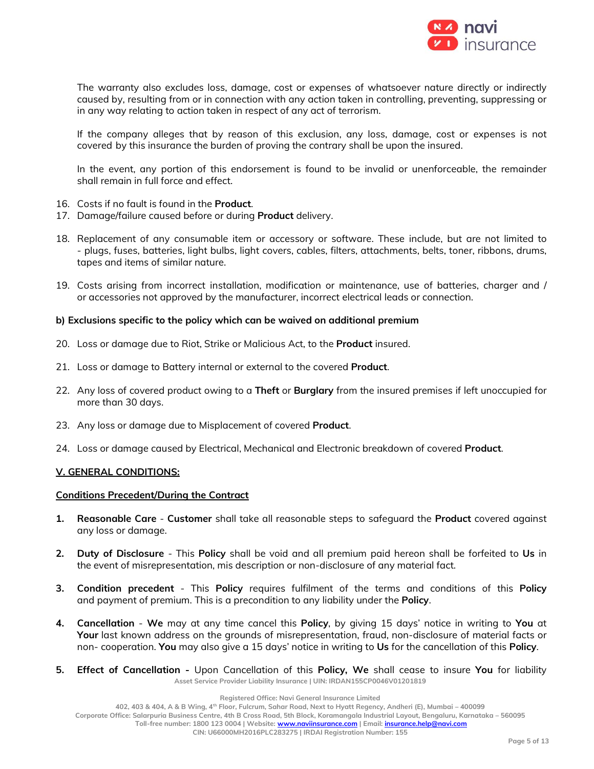The warranty also excludes loss, damage, cost or expenses of whatsoever nature directly or indirectly caused by, resulting from or in connection with any action taken in controlling, preventing, suppressing or in any way relating to action taken in respect of any act of terrorism.

If the company alleges that by reason of this exclusion, any loss, damage, cost or expenses is not covered by this insurance the burden of proving the contrary shall be upon the insured.

In the event, any portion of this endorsement is found to be invalid or unenforceable, the remainder shall remain in full force and effect.

16. Costs if no fault is found in the **Product**.
17. Damage/failure caused before or during **Product** delivery.
18. Replacement of any consumable item or accessory or software. These include, but are not limited to - plugs, fuses, batteries, light bulbs, light covers, cables, filters, attachments, belts, toner, ribbons, drums, tapes and items of similar nature.
19. Costs arising from incorrect installation, modification or maintenance, use of batteries, charger and / or accessories not approved by the manufacturer, incorrect electrical leads or connection.

**b) Exclusions specific to the policy which can be waived on additional premium**

20. Loss or damage due to Riot, Strike or Malicious Act, to the **Product** insured.
21. Loss or damage to Battery internal or external to the covered **Product**.
22. Any loss of covered product owing to a **Theft** or **Burglary** from the insured premises if left unoccupied for more than 30 days.
23. Any loss or damage due to Misplacement of covered **Product**.
24. Loss or damage caused by Electrical, Mechanical and Electronic breakdown of covered **Product**.

## V. GENERAL CONDITIONS:

### Conditions Precedent/During the Contract

1. **Reasonable Care** - **Customer** shall take all reasonable steps to safeguard the **Product** covered against any loss or damage.
2. **Duty of Disclosure** - This **Policy** shall be void and all premium paid hereon shall be forfeited to **Us** in the event of misrepresentation, mis description or non-disclosure of any material fact.
3. **Condition precedent** - This **Policy** requires fulfilment of the terms and conditions of this **Policy** and payment of premium. This is a precondition to any liability under the **Policy**.
4. **Cancellation** - **We** may at any time cancel this **Policy**, by giving 15 days' notice in writing to **You** at **Your** last known address on the grounds of misrepresentation, fraud, non-disclosure of material facts or non- cooperation. **You** may also give a 15 days' notice in writing to **Us** for the cancellation of this **Policy**.
5. **Effect of Cancellation -** Upon Cancellation of this **Policy, We** shall cease to insure **You** for liability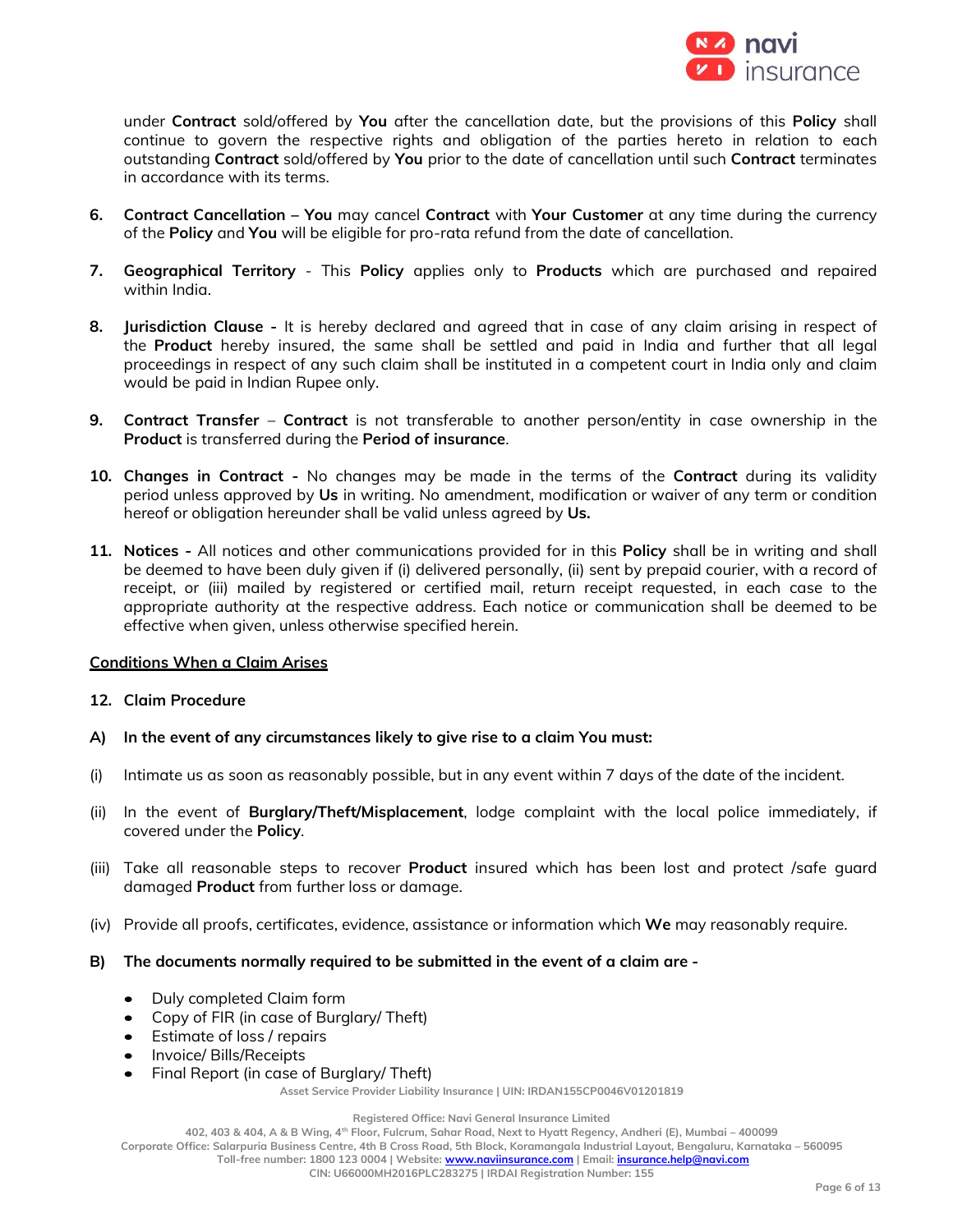under **Contract** sold/offered by **You** after the cancellation date, but the provisions of this **Policy** shall continue to govern the respective rights and obligation of the parties hereto in relation to each outstanding **Contract** sold/offered by **You** prior to the date of cancellation until such **Contract** terminates in accordance with its terms.

6. **Contract Cancellation** – **You** may cancel **Contract** with **Your Customer** at any time during the currency of the **Policy** and **You** will be eligible for pro-rata refund from the date of cancellation.

7. **Geographical Territory** - This **Policy** applies only to **Products** which are purchased and repaired within India.

8. **Jurisdiction Clause -** It is hereby declared and agreed that in case of any claim arising in respect of the **Product** hereby insured, the same shall be settled and paid in India and further that all legal proceedings in respect of any such claim shall be instituted in a competent court in India only and claim would be paid in Indian Rupee only.

9. **Contract Transfer** – **Contract** is not transferable to another person/entity in case ownership in the **Product** is transferred during the **Period of insurance**.

10. **Changes in Contract -** No changes may be made in the terms of the **Contract** during its validity period unless approved by **Us** in writing. No amendment, modification or waiver of any term or condition hereof or obligation hereunder shall be valid unless agreed by **Us.**

11. **Notices -** All notices and other communications provided for in this **Policy** shall be in writing and shall be deemed to have been duly given if (i) delivered personally, (ii) sent by prepaid courier, with a record of receipt, or (iii) mailed by registered or certified mail, return receipt requested, in each case to the appropriate authority at the respective address. Each notice or communication shall be deemed to be effective when given, unless otherwise specified herein.

## Conditions When a Claim Arises

**12. Claim Procedure**

**A) In the event of any circumstances likely to give rise to a claim You must:**

(i) Intimate us as soon as reasonably possible, but in any event within 7 days of the date of the incident.

(ii) In the event of **Burglary/Theft/Misplacement**, lodge complaint with the local police immediately, if covered under the **Policy**.

(iii) Take all reasonable steps to recover **Product** insured which has been lost and protect /safe guard damaged **Product** from further loss or damage.

(iv) Provide all proofs, certificates, evidence, assistance or information which **We** may reasonably require.

**B) The documents normally required to be submitted in the event of a claim are -**

- Duly completed Claim form
- Copy of FIR (in case of Burglary/ Theft)
- Estimate of loss / repairs
- Invoice/ Bills/Receipts
- Final Report (in case of Burglary/ Theft)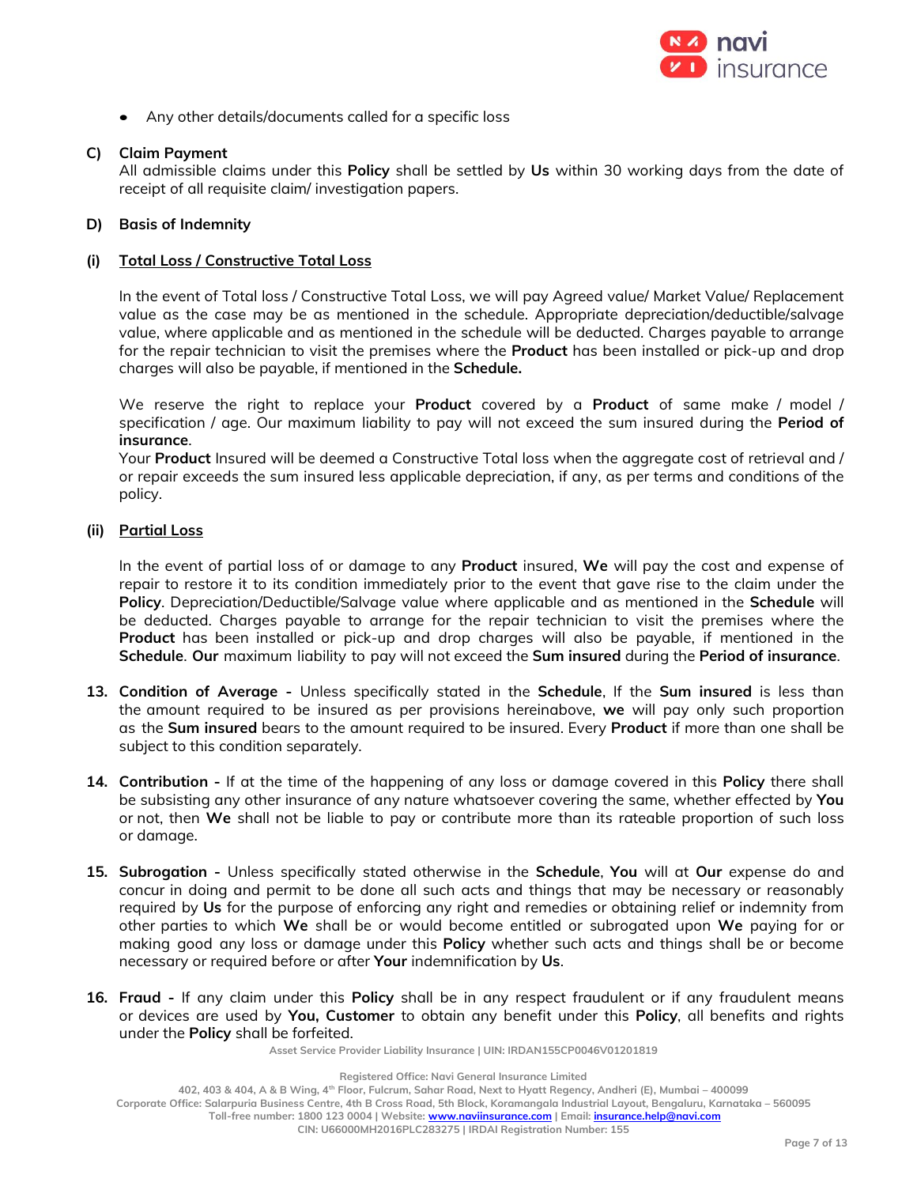- Any other details/documents called for a specific loss

**C) Claim Payment**

All admissible claims under this **Policy** shall be settled by **Us** within 30 working days from the date of receipt of all requisite claim/ investigation papers.

**D) Basis of Indemnity**

**(i) Total Loss / Constructive Total Loss**

In the event of Total loss / Constructive Total Loss, we will pay Agreed value/ Market Value/ Replacement value as the case may be as mentioned in the schedule. Appropriate depreciation/deductible/salvage value, where applicable and as mentioned in the schedule will be deducted. Charges payable to arrange for the repair technician to visit the premises where the **Product** has been installed or pick-up and drop charges will also be payable, if mentioned in the **Schedule.**

We reserve the right to replace your **Product** covered by a **Product** of same make / model / specification / age. Our maximum liability to pay will not exceed the sum insured during the **Period of insurance**.

Your **Product** Insured will be deemed a Constructive Total loss when the aggregate cost of retrieval and / or repair exceeds the sum insured less applicable depreciation, if any, as per terms and conditions of the policy.

**(ii) Partial Loss**

In the event of partial loss of or damage to any **Product** insured, **We** will pay the cost and expense of repair to restore it to its condition immediately prior to the event that gave rise to the claim under the **Policy**. Depreciation/Deductible/Salvage value where applicable and as mentioned in the **Schedule** will be deducted. Charges payable to arrange for the repair technician to visit the premises where the **Product** has been installed or pick-up and drop charges will also be payable, if mentioned in the **Schedule**. **Our** maximum liability to pay will not exceed the **Sum insured** during the **Period of insurance**.

13. **Condition of Average -** Unless specifically stated in the **Schedule**, If the **Sum insured** is less than the amount required to be insured as per provisions hereinabove, **we** will pay only such proportion as the **Sum insured** bears to the amount required to be insured. Every **Product** if more than one shall be subject to this condition separately.

14. **Contribution -** If at the time of the happening of any loss or damage covered in this **Policy** there shall be subsisting any other insurance of any nature whatsoever covering the same, whether effected by **You** or not, then **We** shall not be liable to pay or contribute more than its rateable proportion of such loss or damage.

15. **Subrogation -** Unless specifically stated otherwise in the **Schedule**, **You** will at **Our** expense do and concur in doing and permit to be done all such acts and things that may be necessary or reasonably required by **Us** for the purpose of enforcing any right and remedies or obtaining relief or indemnity from other parties to which **We** shall be or would become entitled or subrogated upon **We** paying for or making good any loss or damage under this **Policy** whether such acts and things shall be or become necessary or required before or after **Your** indemnification by **Us**.

16. **Fraud -** If any claim under this **Policy** shall be in any respect fraudulent or if any fraudulent means or devices are used by **You, Customer** to obtain any benefit under this **Policy**, all benefits and rights under the **Policy** shall be forfeited.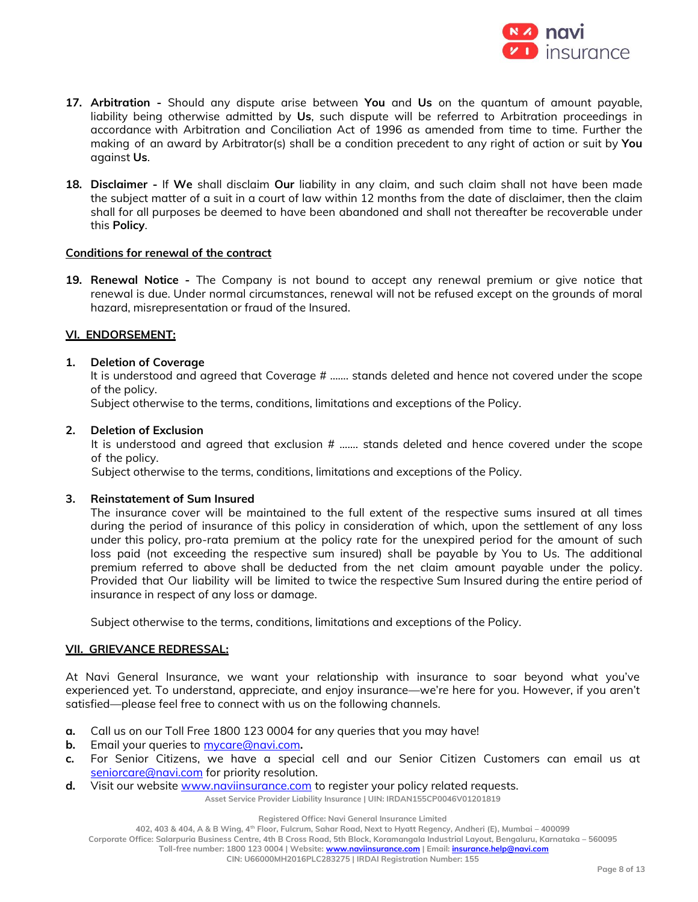17. **Arbitration -** Should any dispute arise between **You** and **Us** on the quantum of amount payable, liability being otherwise admitted by **Us**, such dispute will be referred to Arbitration proceedings in accordance with Arbitration and Conciliation Act of 1996 as amended from time to time. Further the making of an award by Arbitrator(s) shall be a condition precedent to any right of action or suit by **You** against **Us**.

18. **Disclaimer -** If **We** shall disclaim **Our** liability in any claim, and such claim shall not have been made the subject matter of a suit in a court of law within 12 months from the date of disclaimer, then the claim shall for all purposes be deemed to have been abandoned and shall not thereafter be recoverable under this **Policy**.

**Conditions for renewal of the contract**

19. **Renewal Notice -** The Company is not bound to accept any renewal premium or give notice that renewal is due. Under normal circumstances, renewal will not be refused except on the grounds of moral hazard, misrepresentation or fraud of the Insured.

## VI. ENDORSEMENT:

1. **Deletion of Coverage**
   It is understood and agreed that Coverage # ....... stands deleted and hence not covered under the scope of the policy.
   Subject otherwise to the terms, conditions, limitations and exceptions of the Policy.

2. **Deletion of Exclusion**
   It is understood and agreed that exclusion # ....... stands deleted and hence covered under the scope of the policy.
   Subject otherwise to the terms, conditions, limitations and exceptions of the Policy.

3. **Reinstatement of Sum Insured**
   The insurance cover will be maintained to the full extent of the respective sums insured at all times during the period of insurance of this policy in consideration of which, upon the settlement of any loss under this policy, pro-rata premium at the policy rate for the unexpired period for the amount of such loss paid (not exceeding the respective sum insured) shall be payable by You to Us. The additional premium referred to above shall be deducted from the net claim amount payable under the policy. Provided that Our liability will be limited to twice the respective Sum Insured during the entire period of insurance in respect of any loss or damage.

   Subject otherwise to the terms, conditions, limitations and exceptions of the Policy.

## VII. GRIEVANCE REDRESSAL:

At Navi General Insurance, we want your relationship with insurance to soar beyond what you've experienced yet. To understand, appreciate, and enjoy insurance—we're here for you. However, if you aren't satisfied—please feel free to connect with us on the following channels.

**a.** Call us on our Toll Free 1800 123 0004 for any queries that you may have!
**b.** Email your queries to mycare@navi.com**.**
**c.** For Senior Citizens, we have a special cell and our Senior Citizen Customers can email us at seniorcare@navi.com for priority resolution.
**d.** Visit our website www.naviinsurance.com to register your policy related requests.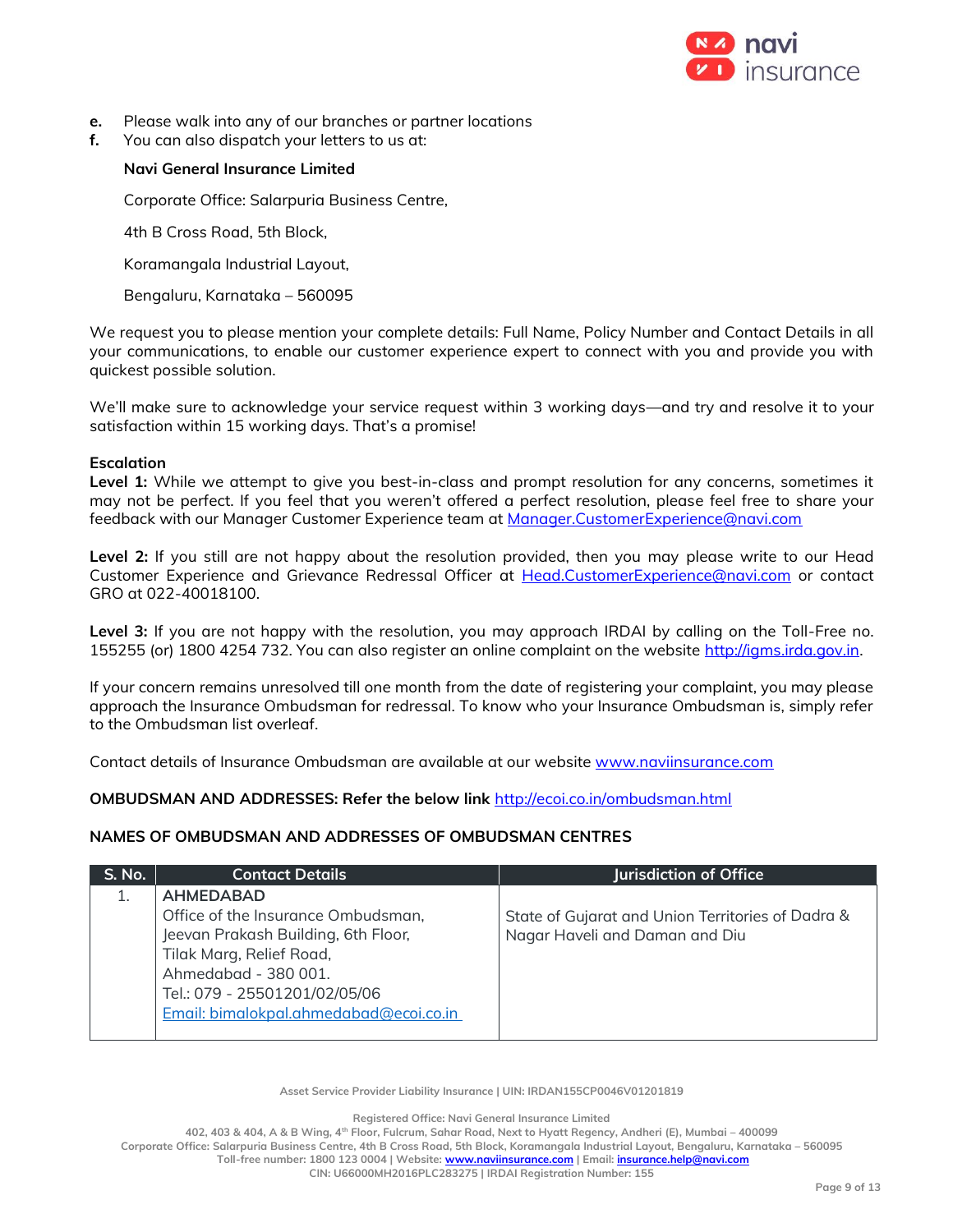e. Please walk into any of our branches or partner locations
f. You can also dispatch your letters to us at:

**Navi General Insurance Limited**

Corporate Office: Salarpuria Business Centre,

4th B Cross Road, 5th Block,

Koramangala Industrial Layout,

Bengaluru, Karnataka – 560095

We request you to please mention your complete details: Full Name, Policy Number and Contact Details in all your communications, to enable our customer experience expert to connect with you and provide you with quickest possible solution.

We'll make sure to acknowledge your service request within 3 working days—and try and resolve it to your satisfaction within 15 working days. That's a promise!

**Escalation**

**Level 1:** While we attempt to give you best-in-class and prompt resolution for any concerns, sometimes it may not be perfect. If you feel that you weren't offered a perfect resolution, please feel free to share your feedback with our Manager Customer Experience team at Manager.CustomerExperience@navi.com

**Level 2:** If you still are not happy about the resolution provided, then you may please write to our Head Customer Experience and Grievance Redressal Officer at Head.CustomerExperience@navi.com or contact GRO at 022-40018100.

**Level 3:** If you are not happy with the resolution, you may approach IRDAI by calling on the Toll-Free no. 155255 (or) 1800 4254 732. You can also register an online complaint on the website http://igms.irda.gov.in.

If your concern remains unresolved till one month from the date of registering your complaint, you may please approach the Insurance Ombudsman for redressal. To know who your Insurance Ombudsman is, simply refer to the Ombudsman list overleaf.

Contact details of Insurance Ombudsman are available at our website www.naviinsurance.com

**OMBUDSMAN AND ADDRESSES: Refer the below link** http://ecoi.co.in/ombudsman.html

**NAMES OF OMBUDSMAN AND ADDRESSES OF OMBUDSMAN CENTRES**

| S. No. | Contact Details | Jurisdiction of Office |
|---|---|---|
| 1. | **AHMEDABAD**<br>Office of the Insurance Ombudsman,<br>Jeevan Prakash Building, 6th Floor,<br>Tilak Marg, Relief Road,<br>Ahmedabad - 380 001.<br>Tel.: 079 - 25501201/02/05/06<br>Email: bimalokpal.ahmedabad@ecoi.co.in | State of Gujarat and Union Territories of Dadra & Nagar Haveli and Daman and Diu |

Asset Service Provider Liability Insurance | UIN: IRDAN155CP0046V01201819

Registered Office: Navi General Insurance Limited
402, 403 & 404, A & B Wing, 4th Floor, Fulcrum, Sahar Road, Next to Hyatt Regency, Andheri (E), Mumbai – 400099
Corporate Office: Salarpuria Business Centre, 4th B Cross Road, 5th Block, Koramangala Industrial Layout, Bengaluru, Karnataka – 560095
Toll-free number: 1800 123 0004 | Website: www.naviinsurance.com | Email: insurance.help@navi.com
CIN: U66000MH2016PLC283275 | IRDAI Registration Number: 155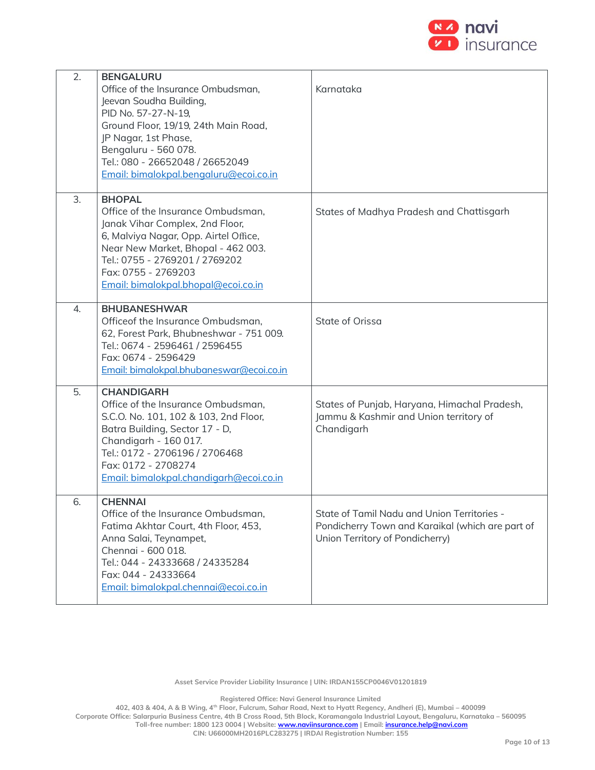| | | |
|---|---|---|
| 2. | **BENGALURU**<br>Office of the Insurance Ombudsman,<br>Jeevan Soudha Building,<br>PID No. 57-27-N-19,<br>Ground Floor, 19/19, 24th Main Road,<br>JP Nagar, 1st Phase,<br>Bengaluru - 560 078.<br>Tel.: 080 - 26652048 / 26652049<br>Email: bimalokpal.bengaluru@ecoi.co.in | Karnataka |
| 3. | **BHOPAL**<br>Office of the Insurance Ombudsman,<br>Janak Vihar Complex, 2nd Floor,<br>6, Malviya Nagar, Opp. Airtel Office,<br>Near New Market, Bhopal - 462 003.<br>Tel.: 0755 - 2769201 / 2769202<br>Fax: 0755 - 2769203<br>Email: bimalokpal.bhopal@ecoi.co.in | States of Madhya Pradesh and Chattisgarh |
| 4. | **BHUBANESHWAR**<br>Officeof the Insurance Ombudsman,<br>62, Forest Park, Bhubneshwar - 751 009.<br>Tel.: 0674 - 2596461 / 2596455<br>Fax: 0674 - 2596429<br>Email: bimalokpal.bhubaneswar@ecoi.co.in | State of Orissa |
| 5. | **CHANDIGARH**<br>Office of the Insurance Ombudsman,<br>S.C.O. No. 101, 102 & 103, 2nd Floor,<br>Batra Building, Sector 17 - D,<br>Chandigarh - 160 017.<br>Tel.: 0172 - 2706196 / 2706468<br>Fax: 0172 - 2708274<br>Email: bimalokpal.chandigarh@ecoi.co.in | States of Punjab, Haryana, Himachal Pradesh, Jammu & Kashmir and Union territory of Chandigarh |
| 6. | **CHENNAI**<br>Office of the Insurance Ombudsman,<br>Fatima Akhtar Court, 4th Floor, 453,<br>Anna Salai, Teynampet,<br>Chennai - 600 018.<br>Tel.: 044 - 24333668 / 24335284<br>Fax: 044 - 24333664<br>Email: bimalokpal.chennai@ecoi.co.in | State of Tamil Nadu and Union Territories - Pondicherry Town and Karaikal (which are part of Union Territory of Pondicherry) |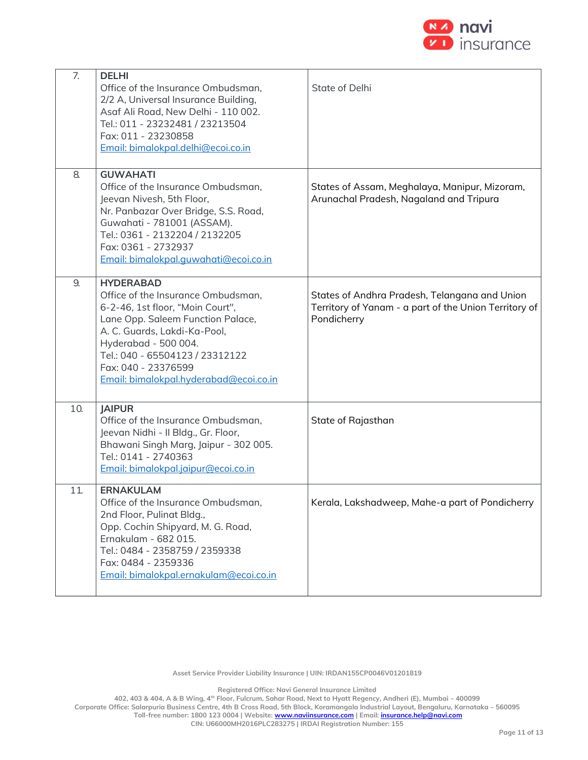| | | |
|---|---|---|
| 7. | **DELHI**<br>Office of the Insurance Ombudsman,<br>2/2 A, Universal Insurance Building,<br>Asaf Ali Road, New Delhi - 110 002.<br>Tel.: 011 - 23232481 / 23213504<br>Fax: 011 - 23230858<br>Email: bimalokpal.delhi@ecoi.co.in | State of Delhi |
| 8. | **GUWAHATI**<br>Office of the Insurance Ombudsman,<br>Jeevan Nivesh, 5th Floor,<br>Nr. Panbazar Over Bridge, S.S. Road,<br>Guwahati - 781001 (ASSAM).<br>Tel.: 0361 - 2132204 / 2132205<br>Fax: 0361 - 2732937<br>Email: bimalokpal.guwahati@ecoi.co.in | States of Assam, Meghalaya, Manipur, Mizoram, Arunachal Pradesh, Nagaland and Tripura |
| 9. | **HYDERABAD**<br>Office of the Insurance Ombudsman,<br>6-2-46, 1st floor, "Moin Court",<br>Lane Opp. Saleem Function Palace,<br>A. C. Guards, Lakdi-Ka-Pool,<br>Hyderabad - 500 004.<br>Tel.: 040 - 65504123 / 23312122<br>Fax: 040 - 23376599<br>Email: bimalokpal.hyderabad@ecoi.co.in | States of Andhra Pradesh, Telangana and Union Territory of Yanam - a part of the Union Territory of Pondicherry |
| 10. | **JAIPUR**<br>Office of the Insurance Ombudsman,<br>Jeevan Nidhi - II Bldg., Gr. Floor,<br>Bhawani Singh Marg, Jaipur - 302 005.<br>Tel.: 0141 - 2740363<br>Email: bimalokpal.jaipur@ecoi.co.in | State of Rajasthan |
| 11. | **ERNAKULAM**<br>Office of the Insurance Ombudsman,<br>2nd Floor, Pulinat Bldg.,<br>Opp. Cochin Shipyard, M. G. Road,<br>Ernakulam - 682 015.<br>Tel.: 0484 - 2358759 / 2359338<br>Fax: 0484 - 2359336<br>Email: bimalokpal.ernakulam@ecoi.co.in | Kerala, Lakshadweep, Mahe-a part of Pondicherry |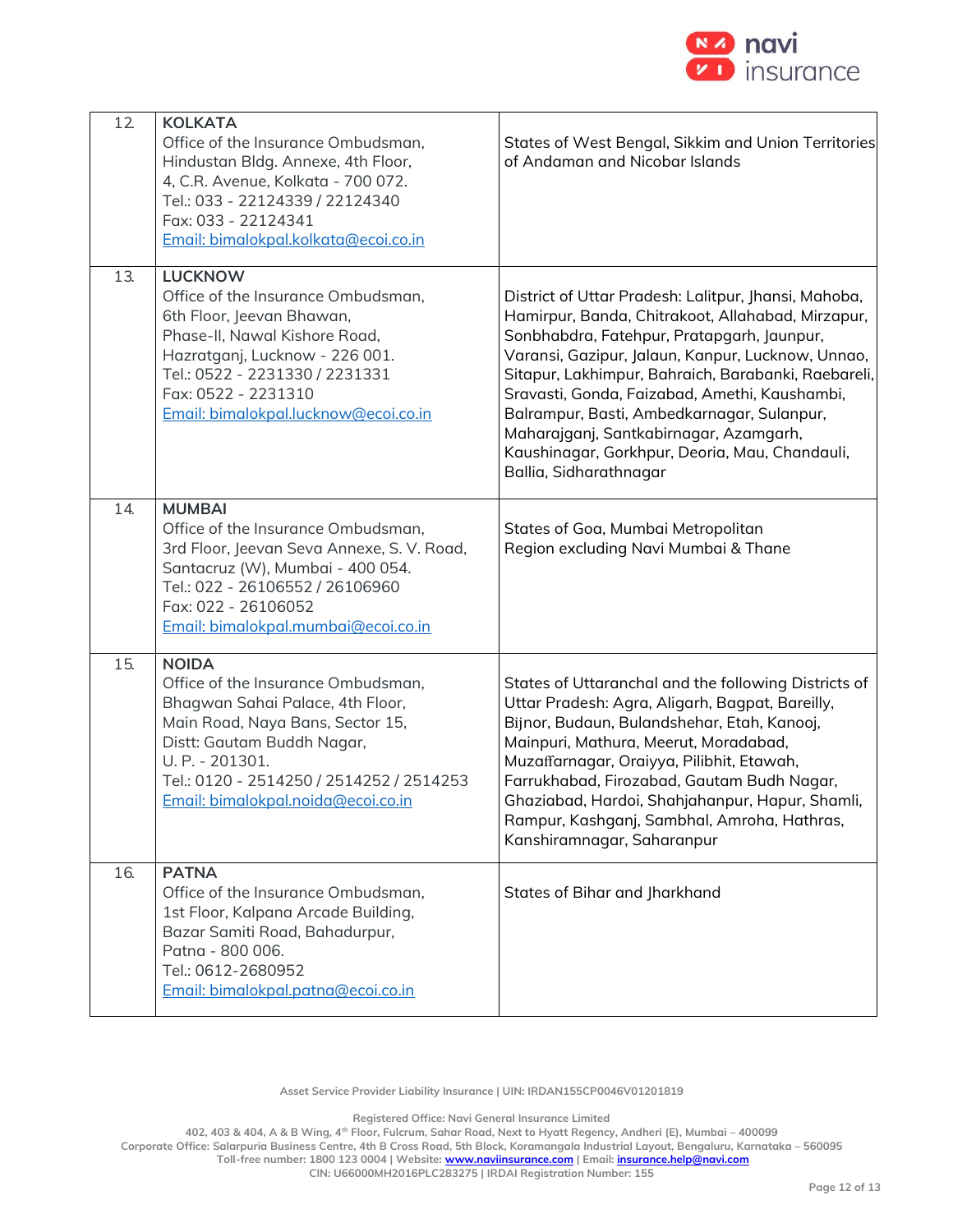| | | |
|---|---|---|
| 12. | **KOLKATA**<br>Office of the Insurance Ombudsman,<br>Hindustan Bldg. Annexe, 4th Floor,<br>4, C.R. Avenue, Kolkata - 700 072.<br>Tel.: 033 - 22124339 / 22124340<br>Fax: 033 - 22124341<br>Email: bimalokpal.kolkata@ecoi.co.in | States of West Bengal, Sikkim and Union Territories of Andaman and Nicobar Islands |
| 13. | **LUCKNOW**<br>Office of the Insurance Ombudsman,<br>6th Floor, Jeevan Bhawan,<br>Phase-II, Nawal Kishore Road,<br>Hazratganj, Lucknow - 226 001.<br>Tel.: 0522 - 2231330 / 2231331<br>Fax: 0522 - 2231310<br>Email: bimalokpal.lucknow@ecoi.co.in | District of Uttar Pradesh: Lalitpur, Jhansi, Mahoba, Hamirpur, Banda, Chitrakoot, Allahabad, Mirzapur, Sonbhabdra, Fatehpur, Pratapgarh, Jaunpur, Varansi, Gazipur, Jalaun, Kanpur, Lucknow, Unnao, Sitapur, Lakhimpur, Bahraich, Barabanki, Raebareli, Sravasti, Gonda, Faizabad, Amethi, Kaushambi, Balrampur, Basti, Ambedkarnagar, Sulanpur, Maharajganj, Santkabirnagar, Azamgarh, Kaushinagar, Gorkhpur, Deoria, Mau, Chandauli, Ballia, Sidharathnagar |
| 14. | **MUMBAI**<br>Office of the Insurance Ombudsman,<br>3rd Floor, Jeevan Seva Annexe, S. V. Road,<br>Santacruz (W), Mumbai - 400 054.<br>Tel.: 022 - 26106552 / 26106960<br>Fax: 022 - 26106052<br>Email: bimalokpal.mumbai@ecoi.co.in | States of Goa, Mumbai Metropolitan Region excluding Navi Mumbai & Thane |
| 15. | **NOIDA**<br>Office of the Insurance Ombudsman,<br>Bhagwan Sahai Palace, 4th Floor,<br>Main Road, Naya Bans, Sector 15,<br>Distt: Gautam Buddh Nagar,<br>U. P. - 201301.<br>Tel.: 0120 - 2514250 / 2514252 / 2514253<br>Email: bimalokpal.noida@ecoi.co.in | States of Uttaranchal and the following Districts of Uttar Pradesh: Agra, Aligarh, Bagpat, Bareilly, Bijnor, Budaun, Bulandshehar, Etah, Kanooj, Mainpuri, Mathura, Meerut, Moradabad, Muzaffarnagar, Oraiyya, Pilibhit, Etawah, Farrukhabad, Firozabad, Gautam Budh Nagar, Ghaziabad, Hardoi, Shahjahanpur, Hapur, Shamli, Rampur, Kashganj, Sambhal, Amroha, Hathras, Kanshiramnagar, Saharanpur |
| 16. | **PATNA**<br>Office of the Insurance Ombudsman,<br>1st Floor, Kalpana Arcade Building,<br>Bazar Samiti Road, Bahadurpur,<br>Patna - 800 006.<br>Tel.: 0612-2680952<br>Email: bimalokpal.patna@ecoi.co.in | States of Bihar and Jharkhand |

Asset Service Provider Liability Insurance | UIN: IRDAN155CP0046V01201819

Registered Office: Navi General Insurance Limited
402, 403 & 404, A & B Wing, 4th Floor, Fulcrum, Sahar Road, Next to Hyatt Regency, Andheri (E), Mumbai – 400099
Corporate Office: Salarpuria Business Centre, 4th B Cross Road, 5th Block, Koramangala Industrial Layout, Bengaluru, Karnataka – 560095
Toll-free number: 1800 123 0004 | Website: www.naviinsurance.com | Email: insurance.help@navi.com
CIN: U66000MH2016PLC283275 | IRDAI Registration Number: 155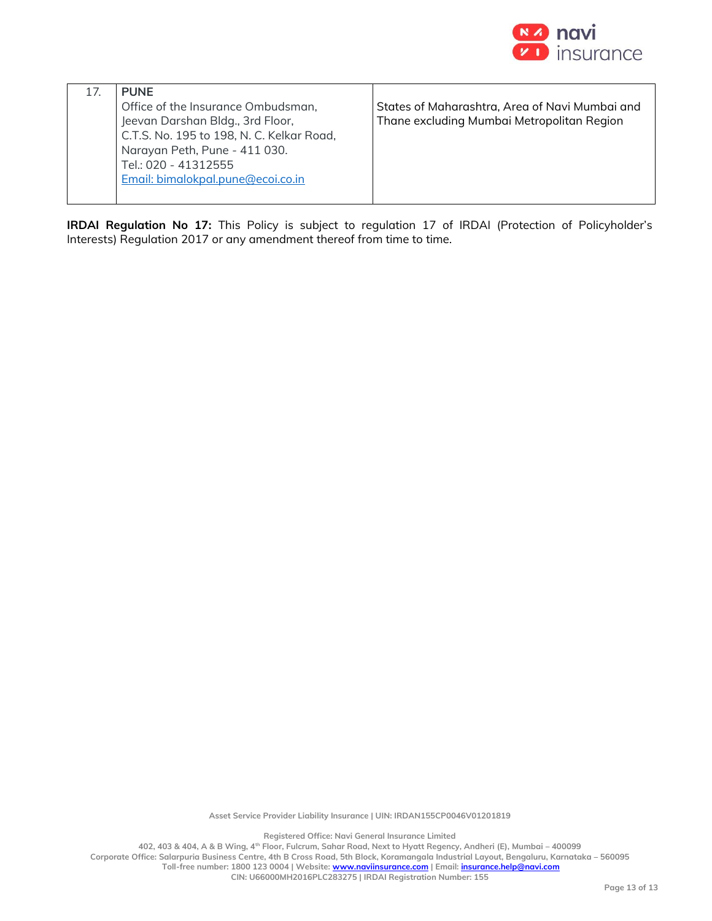| | | |
|---|---|---|
| 17. | **PUNE**<br>Office of the Insurance Ombudsman,<br>Jeevan Darshan Bldg., 3rd Floor,<br>C.T.S. No. 195 to 198, N. C. Kelkar Road,<br>Narayan Peth, Pune - 411 030.<br>Tel.: 020 - 41312555<br>Email: bimalokpal.pune@ecoi.co.in | States of Maharashtra, Area of Navi Mumbai and Thane excluding Mumbai Metropolitan Region |

**IRDAI Regulation No 17:** This Policy is subject to regulation 17 of IRDAI (Protection of Policyholder's Interests) Regulation 2017 or any amendment thereof from time to time.